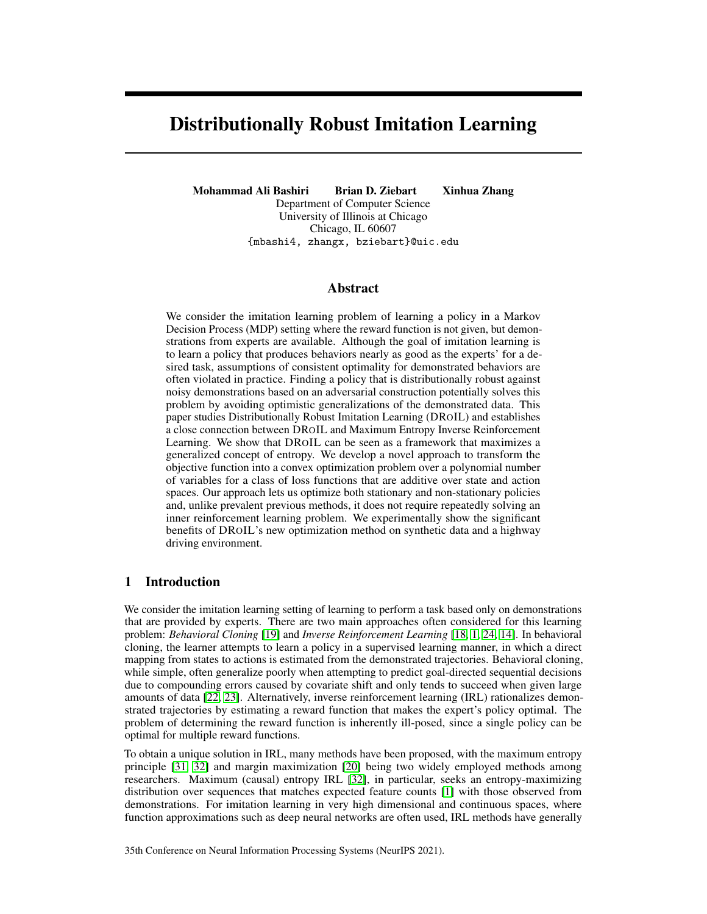# Distributionally Robust Imitation Learning

**Mohammad Ali Bashiri Brian D. Ziebart Xinhua Zhang**
Department of Computer Science
University of Illinois at Chicago
Chicago, IL 60607
{mbashi4, zhangx, bziebart}@uic.edu

## Abstract

We consider the imitation learning problem of learning a policy in a Markov Decision Process (MDP) setting where the reward function is not given, but demonstrations from experts are available. Although the goal of imitation learning is to learn a policy that produces behaviors nearly as good as the experts' for a desired task, assumptions of consistent optimality for demonstrated behaviors are often violated in practice. Finding a policy that is distributionally robust against noisy demonstrations based on an adversarial construction potentially solves this problem by avoiding optimistic generalizations of the demonstrated data. This paper studies Distributionally Robust Imitation Learning (DROIL) and establishes a close connection between DROIL and Maximum Entropy Inverse Reinforcement Learning. We show that DROIL can be seen as a framework that maximizes a generalized concept of entropy. We develop a novel approach to transform the objective function into a convex optimization problem over a polynomial number of variables for a class of loss functions that are additive over state and action spaces. Our approach lets us optimize both stationary and non-stationary policies and, unlike prevalent previous methods, it does not require repeatedly solving an inner reinforcement learning problem. We experimentally show the significant benefits of DROIL's new optimization method on synthetic data and a highway driving environment.

## 1 Introduction

We consider the imitation learning setting of learning to perform a task based only on demonstrations that are provided by experts. There are two main approaches often considered for this learning problem: *Behavioral Cloning* [19] and *Inverse Reinforcement Learning* [18, 1, 24, 14]. In behavioral cloning, the learner attempts to learn a policy in a supervised learning manner, in which a direct mapping from states to actions is estimated from the demonstrated trajectories. Behavioral cloning, while simple, often generalize poorly when attempting to predict goal-directed sequential decisions due to compounding errors caused by covariate shift and only tends to succeed when given large amounts of data [22, 23]. Alternatively, inverse reinforcement learning (IRL) rationalizes demonstrated trajectories by estimating a reward function that makes the expert's policy optimal. The problem of determining the reward function is inherently ill-posed, since a single policy can be optimal for multiple reward functions.

To obtain a unique solution in IRL, many methods have been proposed, with the maximum entropy principle [31, 32] and margin maximization [20] being two widely employed methods among researchers. Maximum (causal) entropy IRL [32], in particular, seeks an entropy-maximizing distribution over sequences that matches expected feature counts [1] with those observed from demonstrations. For imitation learning in very high dimensional and continuous spaces, where function approximations such as deep neural networks are often used, IRL methods have generally

35th Conference on Neural Information Processing Systems (NeurIPS 2021).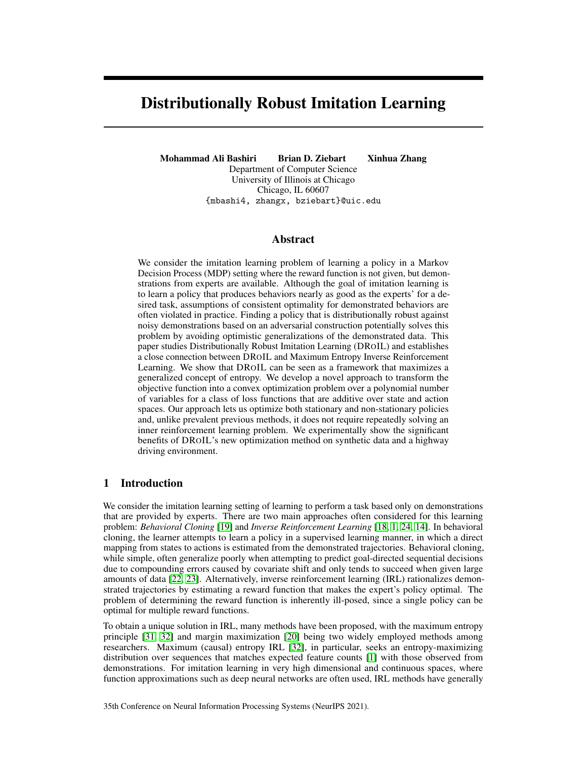# Distributionally Robust Imitation Learning

**Mohammad Ali Bashiri** **Brian D. Ziebart** **Xinhua Zhang**
Department of Computer Science
University of Illinois at Chicago
Chicago, IL 60607
{mbashi4, zhangx, bziebart}@uic.edu

## Abstract

We consider the imitation learning problem of learning a policy in a Markov Decision Process (MDP) setting where the reward function is not given, but demonstrations from experts are available. Although the goal of imitation learning is to learn a policy that produces behaviors nearly as good as the experts' for a desired task, assumptions of consistent optimality for demonstrated behaviors are often violated in practice. Finding a policy that is distributionally robust against noisy demonstrations based on an adversarial construction potentially solves this problem by avoiding optimistic generalizations of the demonstrated data. This paper studies Distributionally Robust Imitation Learning (DROIL) and establishes a close connection between DROIL and Maximum Entropy Inverse Reinforcement Learning. We show that DROIL can be seen as a framework that maximizes a generalized concept of entropy. We develop a novel approach to transform the objective function into a convex optimization problem over a polynomial number of variables for a class of loss functions that are additive over state and action spaces. Our approach lets us optimize both stationary and non-stationary policies and, unlike prevalent previous methods, it does not require repeatedly solving an inner reinforcement learning problem. We experimentally show the significant benefits of DROIL's new optimization method on synthetic data and a highway driving environment.

## 1 Introduction

We consider the imitation learning setting of learning to perform a task based only on demonstrations that are provided by experts. There are two main approaches often considered for this learning problem: *Behavioral Cloning* [19] and *Inverse Reinforcement Learning* [18, 1, 24, 14]. In behavioral cloning, the learner attempts to learn a policy in a supervised learning manner, in which a direct mapping from states to actions is estimated from the demonstrated trajectories. Behavioral cloning, while simple, often generalize poorly when attempting to predict goal-directed sequential decisions due to compounding errors caused by covariate shift and only tends to succeed when given large amounts of data [22, 23]. Alternatively, inverse reinforcement learning (IRL) rationalizes demonstrated trajectories by estimating a reward function that makes the expert's policy optimal. The problem of determining the reward function is inherently ill-posed, since a single policy can be optimal for multiple reward functions.

To obtain a unique solution in IRL, many methods have been proposed, with the maximum entropy principle [31, 32] and margin maximization [20] being two widely employed methods among researchers. Maximum (causal) entropy IRL [32], in particular, seeks an entropy-maximizing distribution over sequences that matches expected feature counts [1] with those observed from demonstrations. For imitation learning in very high dimensional and continuous spaces, where function approximations such as deep neural networks are often used, IRL methods have generally

35th Conference on Neural Information Processing Systems (NeurIPS 2021).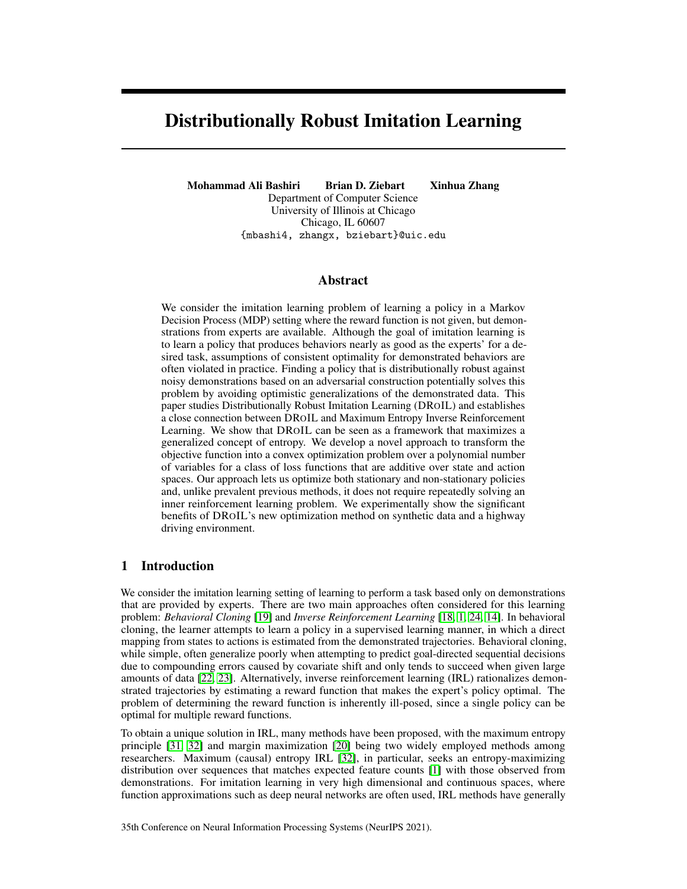# Distributionally Robust Imitation Learning

**Mohammad Ali Bashiri    Brian D. Ziebart    Xinhua Zhang**
Department of Computer Science
University of Illinois at Chicago
Chicago, IL 60607
{mbashi4, zhangx, bziebart}@uic.edu

## Abstract

We consider the imitation learning problem of learning a policy in a Markov Decision Process (MDP) setting where the reward function is not given, but demonstrations from experts are available. Although the goal of imitation learning is to learn a policy that produces behaviors nearly as good as the experts' for a desired task, assumptions of consistent optimality for demonstrated behaviors are often violated in practice. Finding a policy that is distributionally robust against noisy demonstrations based on an adversarial construction potentially solves this problem by avoiding optimistic generalizations of the demonstrated data. This paper studies Distributionally Robust Imitation Learning (DROIL) and establishes a close connection between DROIL and Maximum Entropy Inverse Reinforcement Learning. We show that DROIL can be seen as a framework that maximizes a generalized concept of entropy. We develop a novel approach to transform the objective function into a convex optimization problem over a polynomial number of variables for a class of loss functions that are additive over state and action spaces. Our approach lets us optimize both stationary and non-stationary policies and, unlike prevalent previous methods, it does not require repeatedly solving an inner reinforcement learning problem. We experimentally show the significant benefits of DROIL's new optimization method on synthetic data and a highway driving environment.

## 1 Introduction

We consider the imitation learning setting of learning to perform a task based only on demonstrations that are provided by experts. There are two main approaches often considered for this learning problem: *Behavioral Cloning* [19] and *Inverse Reinforcement Learning* [18, 1, 24, 14]. In behavioral cloning, the learner attempts to learn a policy in a supervised learning manner, in which a direct mapping from states to actions is estimated from the demonstrated trajectories. Behavioral cloning, while simple, often generalize poorly when attempting to predict goal-directed sequential decisions due to compounding errors caused by covariate shift and only tends to succeed when given large amounts of data [22, 23]. Alternatively, inverse reinforcement learning (IRL) rationalizes demonstrated trajectories by estimating a reward function that makes the expert's policy optimal. The problem of determining the reward function is inherently ill-posed, since a single policy can be optimal for multiple reward functions.

To obtain a unique solution in IRL, many methods have been proposed, with the maximum entropy principle [31, 32] and margin maximization [20] being two widely employed methods among researchers. Maximum (causal) entropy IRL [32], in particular, seeks an entropy-maximizing distribution over sequences that matches expected feature counts [1] with those observed from demonstrations. For imitation learning in very high dimensional and continuous spaces, where function approximations such as deep neural networks are often used, IRL methods have generally

35th Conference on Neural Information Processing Systems (NeurIPS 2021).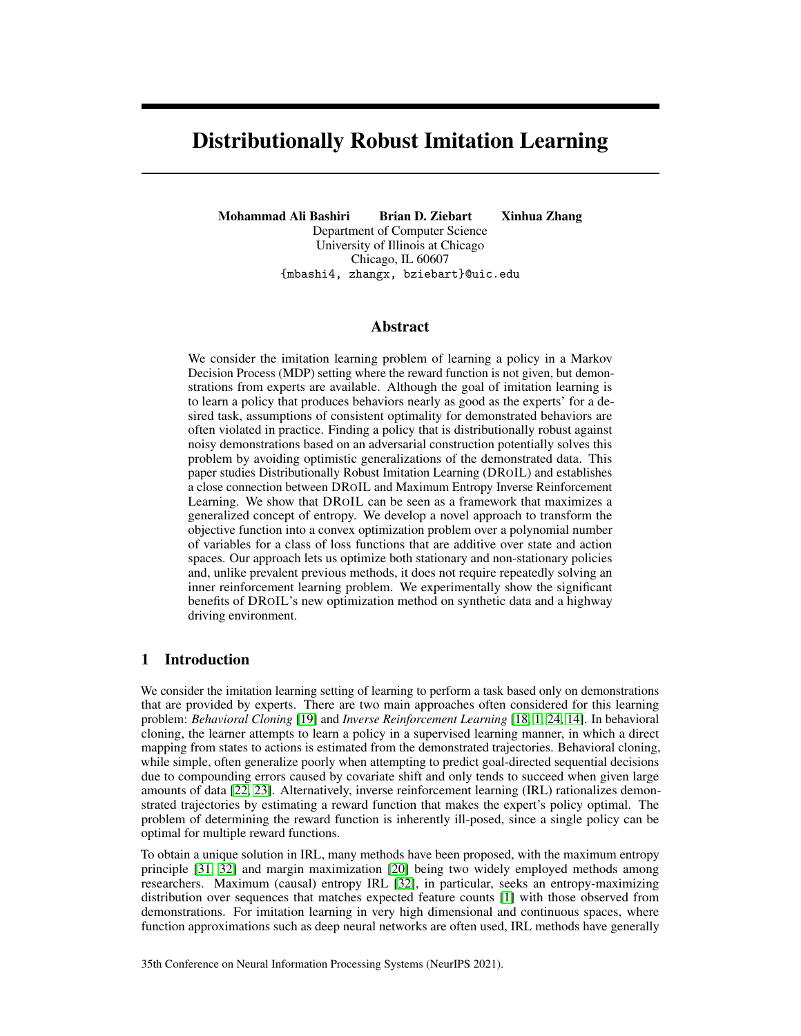# Distributionally Robust Imitation Learning

**Mohammad Ali Bashiri** **Brian D. Ziebart** **Xinhua Zhang**
Department of Computer Science
University of Illinois at Chicago
Chicago, IL 60607
{mbashi4, zhangx, bziebart}@uic.edu

## Abstract

We consider the imitation learning problem of learning a policy in a Markov Decision Process (MDP) setting where the reward function is not given, but demonstrations from experts are available. Although the goal of imitation learning is to learn a policy that produces behaviors nearly as good as the experts' for a desired task, assumptions of consistent optimality for demonstrated behaviors are often violated in practice. Finding a policy that is distributionally robust against noisy demonstrations based on an adversarial construction potentially solves this problem by avoiding optimistic generalizations of the demonstrated data. This paper studies Distributionally Robust Imitation Learning (DROIL) and establishes a close connection between DROIL and Maximum Entropy Inverse Reinforcement Learning. We show that DROIL can be seen as a framework that maximizes a generalized concept of entropy. We develop a novel approach to transform the objective function into a convex optimization problem over a polynomial number of variables for a class of loss functions that are additive over state and action spaces. Our approach lets us optimize both stationary and non-stationary policies and, unlike prevalent previous methods, it does not require repeatedly solving an inner reinforcement learning problem. We experimentally show the significant benefits of DROIL's new optimization method on synthetic data and a highway driving environment.

## 1 Introduction

We consider the imitation learning setting of learning to perform a task based only on demonstrations that are provided by experts. There are two main approaches often considered for this learning problem: *Behavioral Cloning* [19] and *Inverse Reinforcement Learning* [18, 1, 24, 14]. In behavioral cloning, the learner attempts to learn a policy in a supervised learning manner, in which a direct mapping from states to actions is estimated from the demonstrated trajectories. Behavioral cloning, while simple, often generalize poorly when attempting to predict goal-directed sequential decisions due to compounding errors caused by covariate shift and only tends to succeed when given large amounts of data [22, 23]. Alternatively, inverse reinforcement learning (IRL) rationalizes demonstrated trajectories by estimating a reward function that makes the expert's policy optimal. The problem of determining the reward function is inherently ill-posed, since a single policy can be optimal for multiple reward functions.

To obtain a unique solution in IRL, many methods have been proposed, with the maximum entropy principle [31, 32] and margin maximization [20] being two widely employed methods among researchers. Maximum (causal) entropy IRL [32], in particular, seeks an entropy-maximizing distribution over sequences that matches expected feature counts [1] with those observed from demonstrations. For imitation learning in very high dimensional and continuous spaces, where function approximations such as deep neural networks are often used, IRL methods have generally

35th Conference on Neural Information Processing Systems (NeurIPS 2021).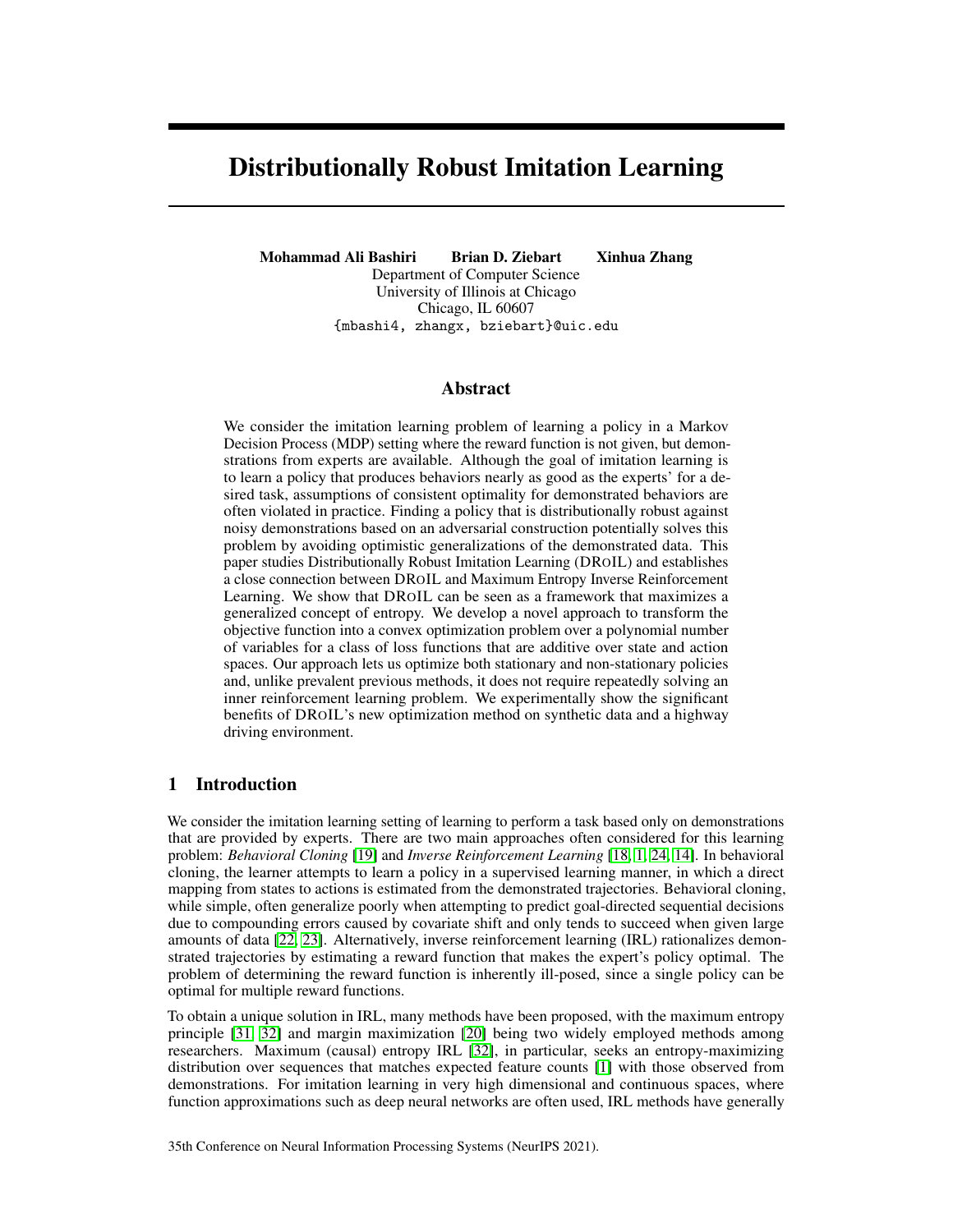# Distributionally Robust Imitation Learning

**Mohammad Ali Bashiri** **Brian D. Ziebart** **Xinhua Zhang**
Department of Computer Science
University of Illinois at Chicago
Chicago, IL 60607
{mbashi4, zhangx, bziebart}@uic.edu

## Abstract

We consider the imitation learning problem of learning a policy in a Markov Decision Process (MDP) setting where the reward function is not given, but demonstrations from experts are available. Although the goal of imitation learning is to learn a policy that produces behaviors nearly as good as the experts' for a desired task, assumptions of consistent optimality for demonstrated behaviors are often violated in practice. Finding a policy that is distributionally robust against noisy demonstrations based on an adversarial construction potentially solves this problem by avoiding optimistic generalizations of the demonstrated data. This paper studies Distributionally Robust Imitation Learning (DROIL) and establishes a close connection between DROIL and Maximum Entropy Inverse Reinforcement Learning. We show that DROIL can be seen as a framework that maximizes a generalized concept of entropy. We develop a novel approach to transform the objective function into a convex optimization problem over a polynomial number of variables for a class of loss functions that are additive over state and action spaces. Our approach lets us optimize both stationary and non-stationary policies and, unlike prevalent previous methods, it does not require repeatedly solving an inner reinforcement learning problem. We experimentally show the significant benefits of DROIL's new optimization method on synthetic data and a highway driving environment.

## 1 Introduction

We consider the imitation learning setting of learning to perform a task based only on demonstrations that are provided by experts. There are two main approaches often considered for this learning problem: *Behavioral Cloning* [19] and *Inverse Reinforcement Learning* [18, 1, 24, 14]. In behavioral cloning, the learner attempts to learn a policy in a supervised learning manner, in which a direct mapping from states to actions is estimated from the demonstrated trajectories. Behavioral cloning, while simple, often generalize poorly when attempting to predict goal-directed sequential decisions due to compounding errors caused by covariate shift and only tends to succeed when given large amounts of data [22, 23]. Alternatively, inverse reinforcement learning (IRL) rationalizes demonstrated trajectories by estimating a reward function that makes the expert's policy optimal. The problem of determining the reward function is inherently ill-posed, since a single policy can be optimal for multiple reward functions.

To obtain a unique solution in IRL, many methods have been proposed, with the maximum entropy principle [31, 32] and margin maximization [20] being two widely employed methods among researchers. Maximum (causal) entropy IRL [32], in particular, seeks an entropy-maximizing distribution over sequences that matches expected feature counts [1] with those observed from demonstrations. For imitation learning in very high dimensional and continuous spaces, where function approximations such as deep neural networks are often used, IRL methods have generally

35th Conference on Neural Information Processing Systems (NeurIPS 2021).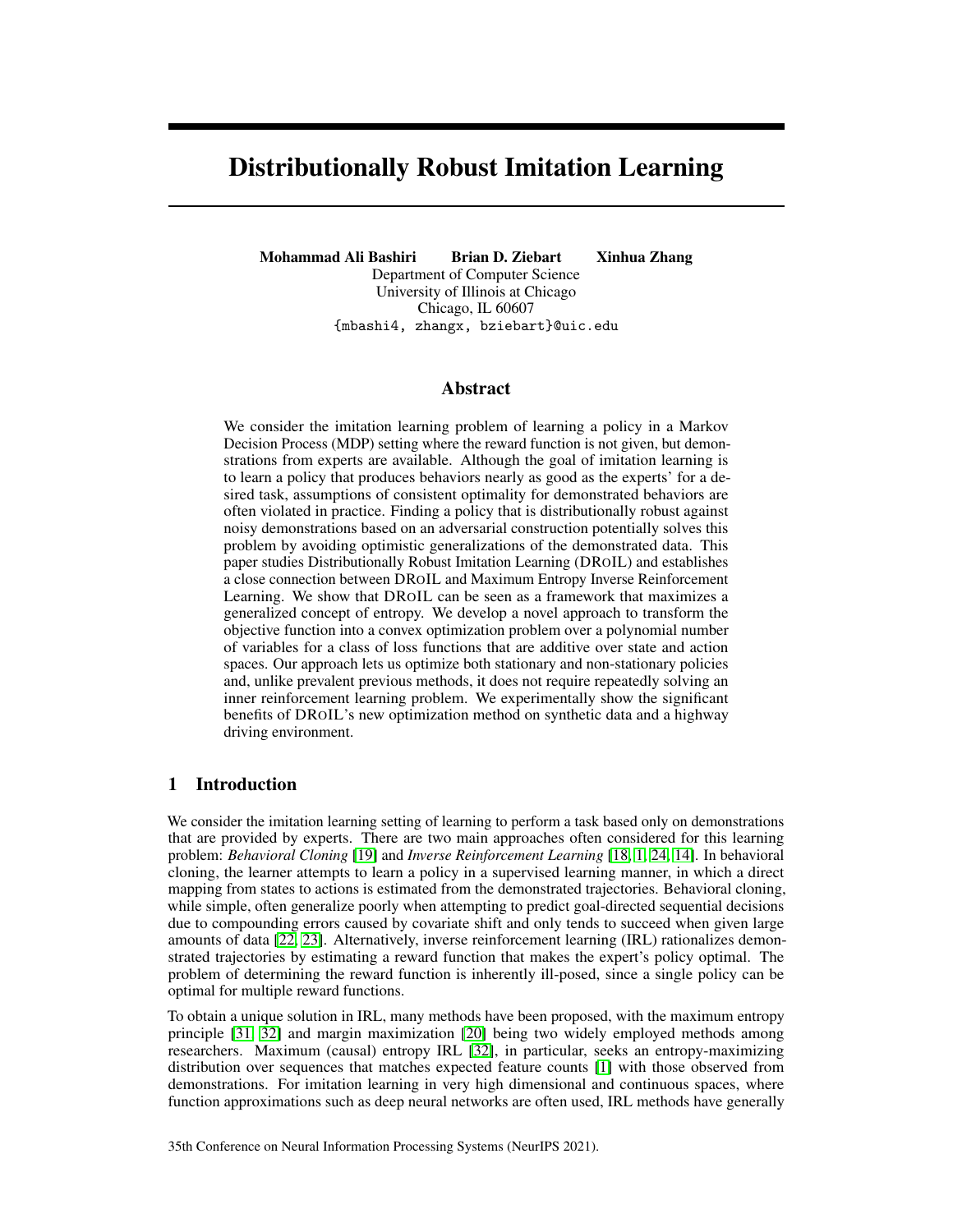# Distributionally Robust Imitation Learning

**Mohammad Ali Bashiri** **Brian D. Ziebart** **Xinhua Zhang**
Department of Computer Science
University of Illinois at Chicago
Chicago, IL 60607
{mbashi4, zhangx, bziebart}@uic.edu

## Abstract

We consider the imitation learning problem of learning a policy in a Markov Decision Process (MDP) setting where the reward function is not given, but demonstrations from experts are available. Although the goal of imitation learning is to learn a policy that produces behaviors nearly as good as the experts' for a desired task, assumptions of consistent optimality for demonstrated behaviors are often violated in practice. Finding a policy that is distributionally robust against noisy demonstrations based on an adversarial construction potentially solves this problem by avoiding optimistic generalizations of the demonstrated data. This paper studies Distributionally Robust Imitation Learning (DROIL) and establishes a close connection between DROIL and Maximum Entropy Inverse Reinforcement Learning. We show that DROIL can be seen as a framework that maximizes a generalized concept of entropy. We develop a novel approach to transform the objective function into a convex optimization problem over a polynomial number of variables for a class of loss functions that are additive over state and action spaces. Our approach lets us optimize both stationary and non-stationary policies and, unlike prevalent previous methods, it does not require repeatedly solving an inner reinforcement learning problem. We experimentally show the significant benefits of DROIL's new optimization method on synthetic data and a highway driving environment.

## 1 Introduction

We consider the imitation learning setting of learning to perform a task based only on demonstrations that are provided by experts. There are two main approaches often considered for this learning problem: *Behavioral Cloning* [19] and *Inverse Reinforcement Learning* [18, 1, 24, 14]. In behavioral cloning, the learner attempts to learn a policy in a supervised learning manner, in which a direct mapping from states to actions is estimated from the demonstrated trajectories. Behavioral cloning, while simple, often generalize poorly when attempting to predict goal-directed sequential decisions due to compounding errors caused by covariate shift and only tends to succeed when given large amounts of data [22, 23]. Alternatively, inverse reinforcement learning (IRL) rationalizes demonstrated trajectories by estimating a reward function that makes the expert's policy optimal. The problem of determining the reward function is inherently ill-posed, since a single policy can be optimal for multiple reward functions.

To obtain a unique solution in IRL, many methods have been proposed, with the maximum entropy principle [31, 32] and margin maximization [20] being two widely employed methods among researchers. Maximum (causal) entropy IRL [32], in particular, seeks an entropy-maximizing distribution over sequences that matches expected feature counts [1] with those observed from demonstrations. For imitation learning in very high dimensional and continuous spaces, where function approximations such as deep neural networks are often used, IRL methods have generally

35th Conference on Neural Information Processing Systems (NeurIPS 2021).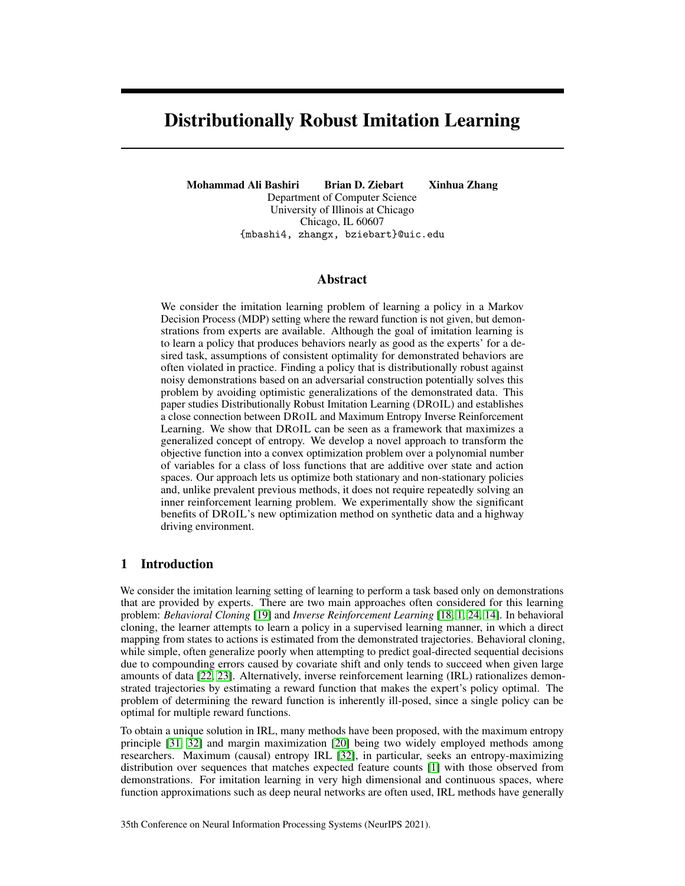# Distributionally Robust Imitation Learning

**Mohammad Ali Bashiri** **Brian D. Ziebart** **Xinhua Zhang**
Department of Computer Science
University of Illinois at Chicago
Chicago, IL 60607
{mbashi4, zhangx, bziebart}@uic.edu

## Abstract

We consider the imitation learning problem of learning a policy in a Markov Decision Process (MDP) setting where the reward function is not given, but demonstrations from experts are available. Although the goal of imitation learning is to learn a policy that produces behaviors nearly as good as the experts' for a desired task, assumptions of consistent optimality for demonstrated behaviors are often violated in practice. Finding a policy that is distributionally robust against noisy demonstrations based on an adversarial construction potentially solves this problem by avoiding optimistic generalizations of the demonstrated data. This paper studies Distributionally Robust Imitation Learning (DROIL) and establishes a close connection between DROIL and Maximum Entropy Inverse Reinforcement Learning. We show that DROIL can be seen as a framework that maximizes a generalized concept of entropy. We develop a novel approach to transform the objective function into a convex optimization problem over a polynomial number of variables for a class of loss functions that are additive over state and action spaces. Our approach lets us optimize both stationary and non-stationary policies and, unlike prevalent previous methods, it does not require repeatedly solving an inner reinforcement learning problem. We experimentally show the significant benefits of DROIL's new optimization method on synthetic data and a highway driving environment.

## 1 Introduction

We consider the imitation learning setting of learning to perform a task based only on demonstrations that are provided by experts. There are two main approaches often considered for this learning problem: *Behavioral Cloning* [19] and *Inverse Reinforcement Learning* [18, 1, 24, 14]. In behavioral cloning, the learner attempts to learn a policy in a supervised learning manner, in which a direct mapping from states to actions is estimated from the demonstrated trajectories. Behavioral cloning, while simple, often generalize poorly when attempting to predict goal-directed sequential decisions due to compounding errors caused by covariate shift and only tends to succeed when given large amounts of data [22, 23]. Alternatively, inverse reinforcement learning (IRL) rationalizes demonstrated trajectories by estimating a reward function that makes the expert's policy optimal. The problem of determining the reward function is inherently ill-posed, since a single policy can be optimal for multiple reward functions.

To obtain a unique solution in IRL, many methods have been proposed, with the maximum entropy principle [31, 32] and margin maximization [20] being two widely employed methods among researchers. Maximum (causal) entropy IRL [32], in particular, seeks an entropy-maximizing distribution over sequences that matches expected feature counts [1] with those observed from demonstrations. For imitation learning in very high dimensional and continuous spaces, where function approximations such as deep neural networks are often used, IRL methods have generally

35th Conference on Neural Information Processing Systems (NeurIPS 2021).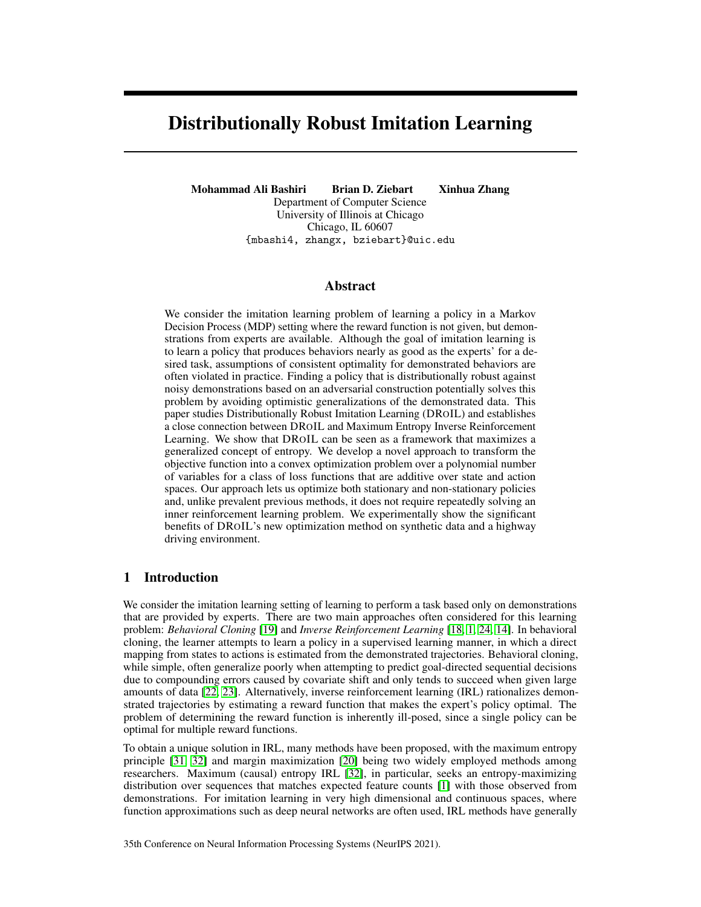# Distributionally Robust Imitation Learning

**Mohammad Ali Bashiri** **Brian D. Ziebart** **Xinhua Zhang**
Department of Computer Science
University of Illinois at Chicago
Chicago, IL 60607
{mbashi4, zhangx, bziebart}@uic.edu

## Abstract

We consider the imitation learning problem of learning a policy in a Markov Decision Process (MDP) setting where the reward function is not given, but demonstrations from experts are available. Although the goal of imitation learning is to learn a policy that produces behaviors nearly as good as the experts' for a desired task, assumptions of consistent optimality for demonstrated behaviors are often violated in practice. Finding a policy that is distributionally robust against noisy demonstrations based on an adversarial construction potentially solves this problem by avoiding optimistic generalizations of the demonstrated data. This paper studies Distributionally Robust Imitation Learning (DROIL) and establishes a close connection between DROIL and Maximum Entropy Inverse Reinforcement Learning. We show that DROIL can be seen as a framework that maximizes a generalized concept of entropy. We develop a novel approach to transform the objective function into a convex optimization problem over a polynomial number of variables for a class of loss functions that are additive over state and action spaces. Our approach lets us optimize both stationary and non-stationary policies and, unlike prevalent previous methods, it does not require repeatedly solving an inner reinforcement learning problem. We experimentally show the significant benefits of DROIL's new optimization method on synthetic data and a highway driving environment.

## 1 Introduction

We consider the imitation learning setting of learning to perform a task based only on demonstrations that are provided by experts. There are two main approaches often considered for this learning problem: *Behavioral Cloning* [19] and *Inverse Reinforcement Learning* [18, 1, 24, 14]. In behavioral cloning, the learner attempts to learn a policy in a supervised learning manner, in which a direct mapping from states to actions is estimated from the demonstrated trajectories. Behavioral cloning, while simple, often generalize poorly when attempting to predict goal-directed sequential decisions due to compounding errors caused by covariate shift and only tends to succeed when given large amounts of data [22, 23]. Alternatively, inverse reinforcement learning (IRL) rationalizes demonstrated trajectories by estimating a reward function that makes the expert's policy optimal. The problem of determining the reward function is inherently ill-posed, since a single policy can be optimal for multiple reward functions.

To obtain a unique solution in IRL, many methods have been proposed, with the maximum entropy principle [31, 32] and margin maximization [20] being two widely employed methods among researchers. Maximum (causal) entropy IRL [32], in particular, seeks an entropy-maximizing distribution over sequences that matches expected feature counts [1] with those observed from demonstrations. For imitation learning in very high dimensional and continuous spaces, where function approximations such as deep neural networks are often used, IRL methods have generally

35th Conference on Neural Information Processing Systems (NeurIPS 2021).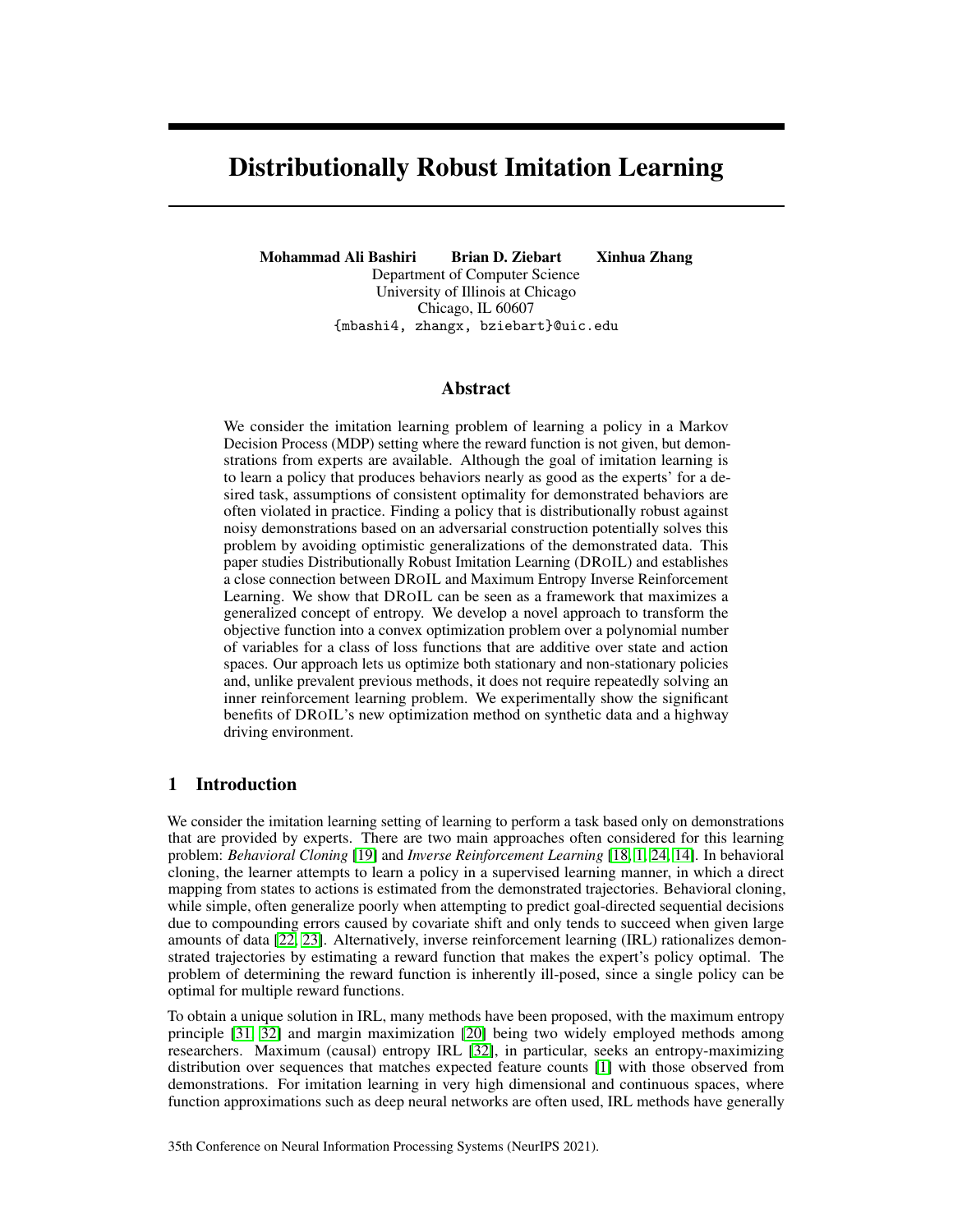# Distributionally Robust Imitation Learning

**Mohammad Ali Bashiri  Brian D. Ziebart  Xinhua Zhang**
Department of Computer Science
University of Illinois at Chicago
Chicago, IL 60607
{mbashi4, zhangx, bziebart}@uic.edu

## Abstract

We consider the imitation learning problem of learning a policy in a Markov Decision Process (MDP) setting where the reward function is not given, but demonstrations from experts are available. Although the goal of imitation learning is to learn a policy that produces behaviors nearly as good as the experts' for a desired task, assumptions of consistent optimality for demonstrated behaviors are often violated in practice. Finding a policy that is distributionally robust against noisy demonstrations based on an adversarial construction potentially solves this problem by avoiding optimistic generalizations of the demonstrated data. This paper studies Distributionally Robust Imitation Learning (DROIL) and establishes a close connection between DROIL and Maximum Entropy Inverse Reinforcement Learning. We show that DROIL can be seen as a framework that maximizes a generalized concept of entropy. We develop a novel approach to transform the objective function into a convex optimization problem over a polynomial number of variables for a class of loss functions that are additive over state and action spaces. Our approach lets us optimize both stationary and non-stationary policies and, unlike prevalent previous methods, it does not require repeatedly solving an inner reinforcement learning problem. We experimentally show the significant benefits of DROIL's new optimization method on synthetic data and a highway driving environment.

## 1 Introduction

We consider the imitation learning setting of learning to perform a task based only on demonstrations that are provided by experts. There are two main approaches often considered for this learning problem: *Behavioral Cloning* [19] and *Inverse Reinforcement Learning* [18, 1, 24, 14]. In behavioral cloning, the learner attempts to learn a policy in a supervised learning manner, in which a direct mapping from states to actions is estimated from the demonstrated trajectories. Behavioral cloning, while simple, often generalize poorly when attempting to predict goal-directed sequential decisions due to compounding errors caused by covariate shift and only tends to succeed when given large amounts of data [22, 23]. Alternatively, inverse reinforcement learning (IRL) rationalizes demonstrated trajectories by estimating a reward function that makes the expert's policy optimal. The problem of determining the reward function is inherently ill-posed, since a single policy can be optimal for multiple reward functions.

To obtain a unique solution in IRL, many methods have been proposed, with the maximum entropy principle [31, 32] and margin maximization [20] being two widely employed methods among researchers. Maximum (causal) entropy IRL [32], in particular, seeks an entropy-maximizing distribution over sequences that matches expected feature counts [1] with those observed from demonstrations. For imitation learning in very high dimensional and continuous spaces, where function approximations such as deep neural networks are often used, IRL methods have generally

35th Conference on Neural Information Processing Systems (NeurIPS 2021).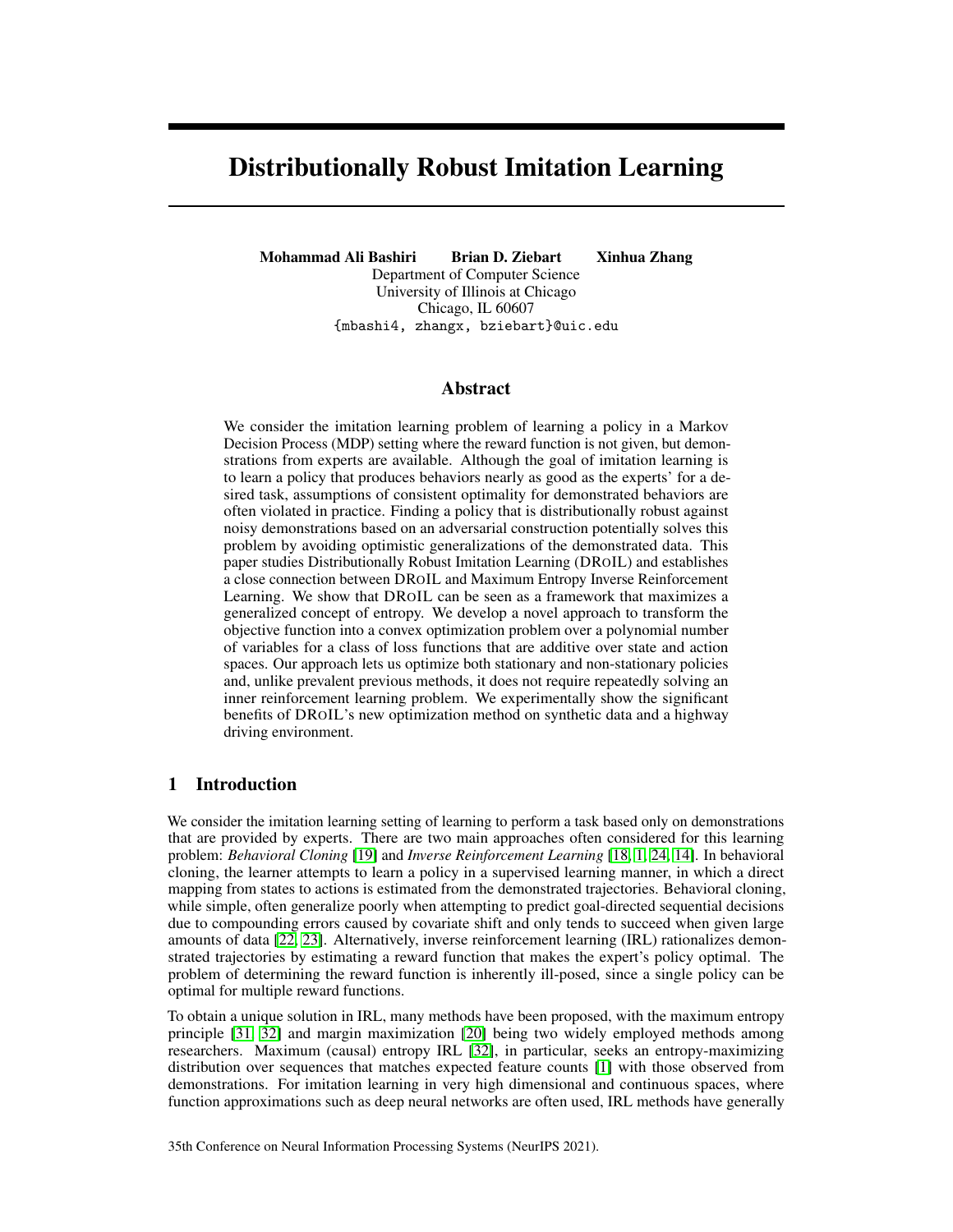# Distributionally Robust Imitation Learning

**Mohammad Ali Bashiri**  **Brian D. Ziebart**  **Xinhua Zhang**
Department of Computer Science
University of Illinois at Chicago
Chicago, IL 60607
{mbashi4, zhangx, bziebart}@uic.edu

## Abstract

We consider the imitation learning problem of learning a policy in a Markov Decision Process (MDP) setting where the reward function is not given, but demonstrations from experts are available. Although the goal of imitation learning is to learn a policy that produces behaviors nearly as good as the experts' for a desired task, assumptions of consistent optimality for demonstrated behaviors are often violated in practice. Finding a policy that is distributionally robust against noisy demonstrations based on an adversarial construction potentially solves this problem by avoiding optimistic generalizations of the demonstrated data. This paper studies Distributionally Robust Imitation Learning (DROIL) and establishes a close connection between DROIL and Maximum Entropy Inverse Reinforcement Learning. We show that DROIL can be seen as a framework that maximizes a generalized concept of entropy. We develop a novel approach to transform the objective function into a convex optimization problem over a polynomial number of variables for a class of loss functions that are additive over state and action spaces. Our approach lets us optimize both stationary and non-stationary policies and, unlike prevalent previous methods, it does not require repeatedly solving an inner reinforcement learning problem. We experimentally show the significant benefits of DROIL's new optimization method on synthetic data and a highway driving environment.

## 1 Introduction

We consider the imitation learning setting of learning to perform a task based only on demonstrations that are provided by experts. There are two main approaches often considered for this learning problem: *Behavioral Cloning* [19] and *Inverse Reinforcement Learning* [18, 1, 24, 14]. In behavioral cloning, the learner attempts to learn a policy in a supervised learning manner, in which a direct mapping from states to actions is estimated from the demonstrated trajectories. Behavioral cloning, while simple, often generalize poorly when attempting to predict goal-directed sequential decisions due to compounding errors caused by covariate shift and only tends to succeed when given large amounts of data [22, 23]. Alternatively, inverse reinforcement learning (IRL) rationalizes demonstrated trajectories by estimating a reward function that makes the expert's policy optimal. The problem of determining the reward function is inherently ill-posed, since a single policy can be optimal for multiple reward functions.

To obtain a unique solution in IRL, many methods have been proposed, with the maximum entropy principle [31, 32] and margin maximization [20] being two widely employed methods among researchers. Maximum (causal) entropy IRL [32], in particular, seeks an entropy-maximizing distribution over sequences that matches expected feature counts [1] with those observed from demonstrations. For imitation learning in very high dimensional and continuous spaces, where function approximations such as deep neural networks are often used, IRL methods have generally

35th Conference on Neural Information Processing Systems (NeurIPS 2021).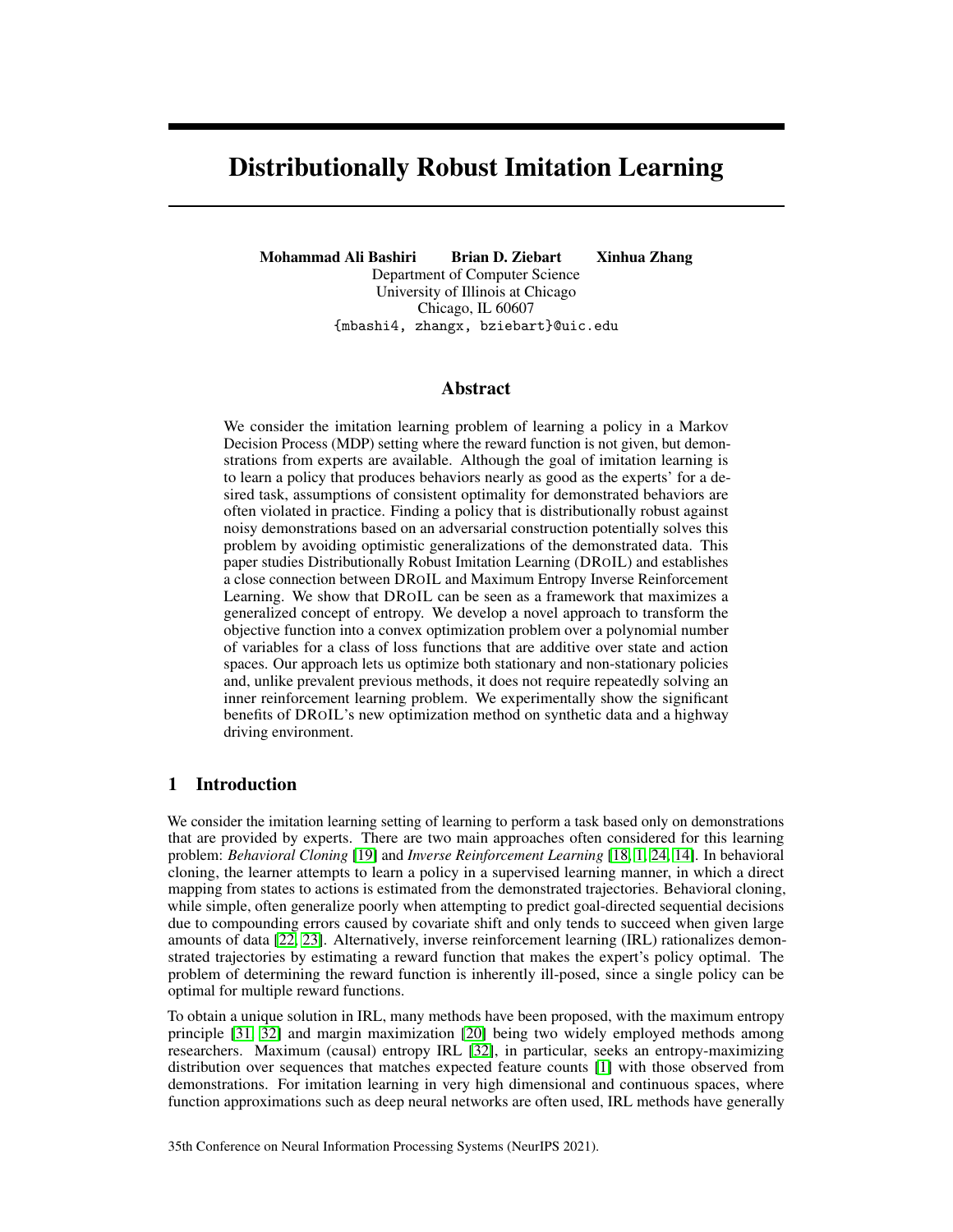# Distributionally Robust Imitation Learning

**Mohammad Ali Bashiri** **Brian D. Ziebart** **Xinhua Zhang**
Department of Computer Science
University of Illinois at Chicago
Chicago, IL 60607
{mbashi4, zhangx, bziebart}@uic.edu

## Abstract

We consider the imitation learning problem of learning a policy in a Markov Decision Process (MDP) setting where the reward function is not given, but demonstrations from experts are available. Although the goal of imitation learning is to learn a policy that produces behaviors nearly as good as the experts' for a desired task, assumptions of consistent optimality for demonstrated behaviors are often violated in practice. Finding a policy that is distributionally robust against noisy demonstrations based on an adversarial construction potentially solves this problem by avoiding optimistic generalizations of the demonstrated data. This paper studies Distributionally Robust Imitation Learning (DROIL) and establishes a close connection between DROIL and Maximum Entropy Inverse Reinforcement Learning. We show that DROIL can be seen as a framework that maximizes a generalized concept of entropy. We develop a novel approach to transform the objective function into a convex optimization problem over a polynomial number of variables for a class of loss functions that are additive over state and action spaces. Our approach lets us optimize both stationary and non-stationary policies and, unlike prevalent previous methods, it does not require repeatedly solving an inner reinforcement learning problem. We experimentally show the significant benefits of DROIL's new optimization method on synthetic data and a highway driving environment.

## 1 Introduction

We consider the imitation learning setting of learning to perform a task based only on demonstrations that are provided by experts. There are two main approaches often considered for this learning problem: *Behavioral Cloning* [19] and *Inverse Reinforcement Learning* [18, 1, 24, 14]. In behavioral cloning, the learner attempts to learn a policy in a supervised learning manner, in which a direct mapping from states to actions is estimated from the demonstrated trajectories. Behavioral cloning, while simple, often generalize poorly when attempting to predict goal-directed sequential decisions due to compounding errors caused by covariate shift and only tends to succeed when given large amounts of data [22, 23]. Alternatively, inverse reinforcement learning (IRL) rationalizes demonstrated trajectories by estimating a reward function that makes the expert's policy optimal. The problem of determining the reward function is inherently ill-posed, since a single policy can be optimal for multiple reward functions.

To obtain a unique solution in IRL, many methods have been proposed, with the maximum entropy principle [31, 32] and margin maximization [20] being two widely employed methods among researchers. Maximum (causal) entropy IRL [32], in particular, seeks an entropy-maximizing distribution over sequences that matches expected feature counts [1] with those observed from demonstrations. For imitation learning in very high dimensional and continuous spaces, where function approximations such as deep neural networks are often used, IRL methods have generally

35th Conference on Neural Information Processing Systems (NeurIPS 2021).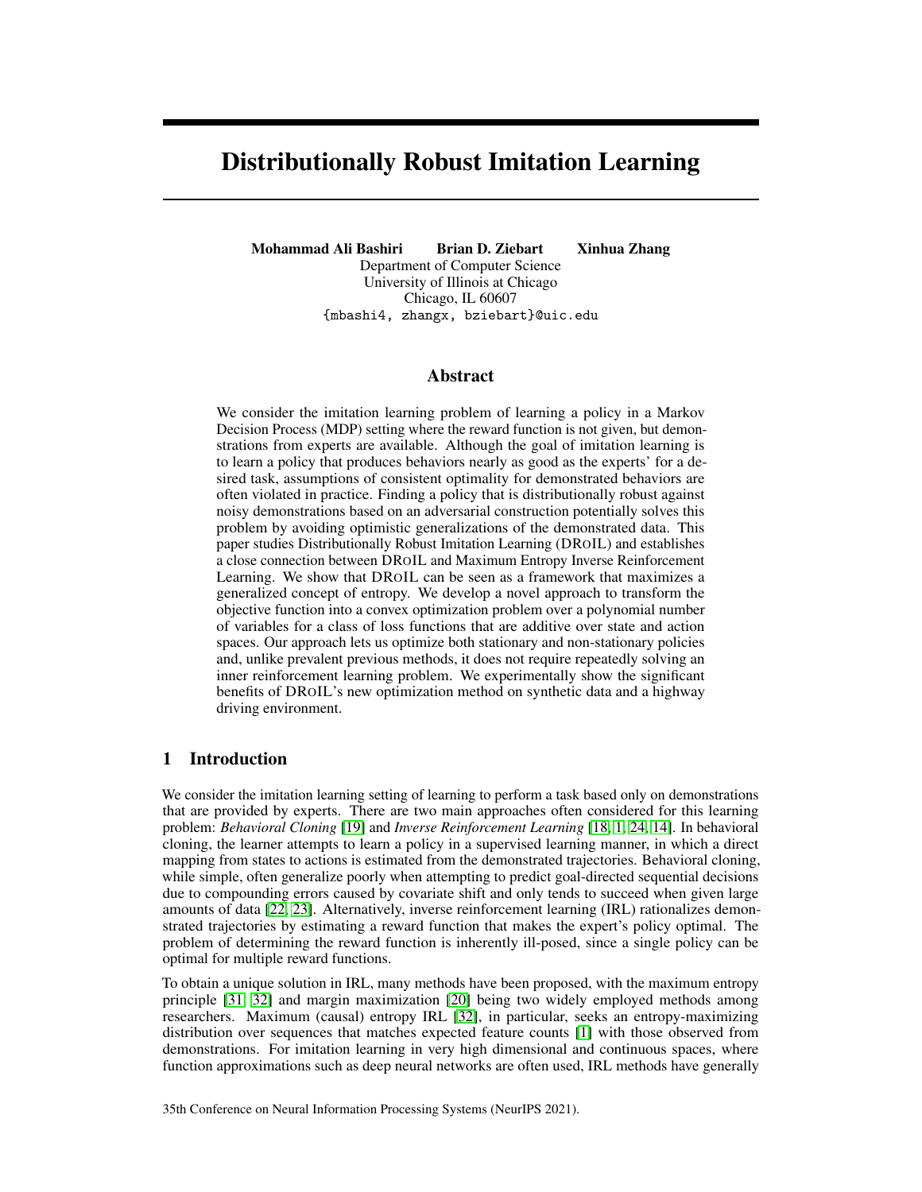# Distributionally Robust Imitation Learning

**Mohammad Ali Bashiri Brian D. Ziebart Xinhua Zhang**
Department of Computer Science
University of Illinois at Chicago
Chicago, IL 60607
{mbashi4, zhangx, bziebart}@uic.edu

## Abstract

We consider the imitation learning problem of learning a policy in a Markov Decision Process (MDP) setting where the reward function is not given, but demonstrations from experts are available. Although the goal of imitation learning is to learn a policy that produces behaviors nearly as good as the experts' for a desired task, assumptions of consistent optimality for demonstrated behaviors are often violated in practice. Finding a policy that is distributionally robust against noisy demonstrations based on an adversarial construction potentially solves this problem by avoiding optimistic generalizations of the demonstrated data. This paper studies Distributionally Robust Imitation Learning (DROIL) and establishes a close connection between DROIL and Maximum Entropy Inverse Reinforcement Learning. We show that DROIL can be seen as a framework that maximizes a generalized concept of entropy. We develop a novel approach to transform the objective function into a convex optimization problem over a polynomial number of variables for a class of loss functions that are additive over state and action spaces. Our approach lets us optimize both stationary and non-stationary policies and, unlike prevalent previous methods, it does not require repeatedly solving an inner reinforcement learning problem. We experimentally show the significant benefits of DROIL's new optimization method on synthetic data and a highway driving environment.

## 1 Introduction

We consider the imitation learning setting of learning to perform a task based only on demonstrations that are provided by experts. There are two main approaches often considered for this learning problem: *Behavioral Cloning* [19] and *Inverse Reinforcement Learning* [18, 1, 24, 14]. In behavioral cloning, the learner attempts to learn a policy in a supervised learning manner, in which a direct mapping from states to actions is estimated from the demonstrated trajectories. Behavioral cloning, while simple, often generalize poorly when attempting to predict goal-directed sequential decisions due to compounding errors caused by covariate shift and only tends to succeed when given large amounts of data [22, 23]. Alternatively, inverse reinforcement learning (IRL) rationalizes demonstrated trajectories by estimating a reward function that makes the expert's policy optimal. The problem of determining the reward function is inherently ill-posed, since a single policy can be optimal for multiple reward functions.

To obtain a unique solution in IRL, many methods have been proposed, with the maximum entropy principle [31, 32] and margin maximization [20] being two widely employed methods among researchers. Maximum (causal) entropy IRL [32], in particular, seeks an entropy-maximizing distribution over sequences that matches expected feature counts [1] with those observed from demonstrations. For imitation learning in very high dimensional and continuous spaces, where function approximations such as deep neural networks are often used, IRL methods have generally

35th Conference on Neural Information Processing Systems (NeurIPS 2021).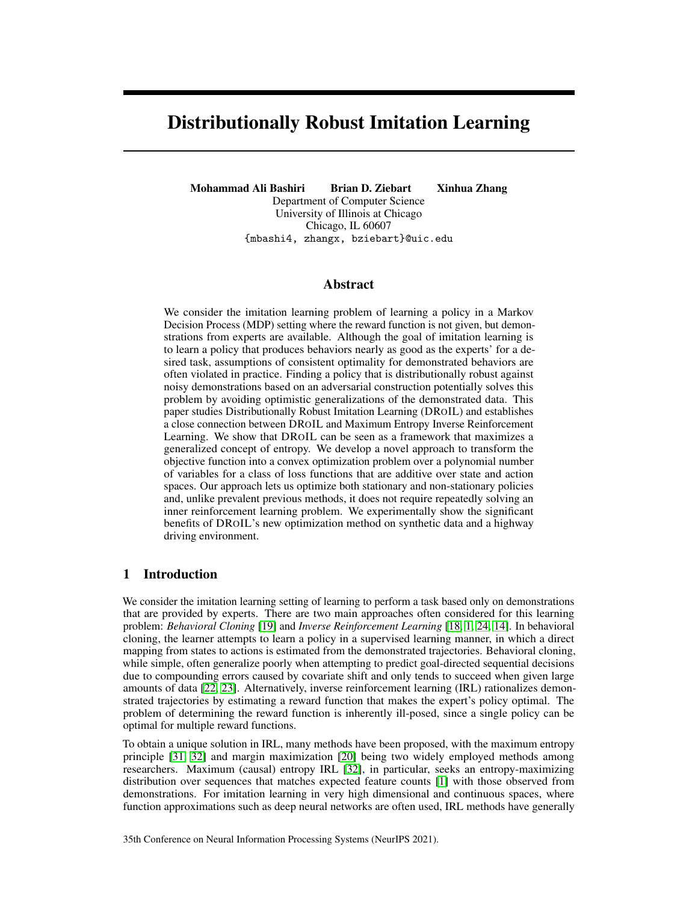# Distributionally Robust Imitation Learning

**Mohammad Ali Bashiri** **Brian D. Ziebart** **Xinhua Zhang**
Department of Computer Science
University of Illinois at Chicago
Chicago, IL 60607
{mbashi4, zhangx, bziebart}@uic.edu

## Abstract

We consider the imitation learning problem of learning a policy in a Markov Decision Process (MDP) setting where the reward function is not given, but demonstrations from experts are available. Although the goal of imitation learning is to learn a policy that produces behaviors nearly as good as the experts' for a desired task, assumptions of consistent optimality for demonstrated behaviors are often violated in practice. Finding a policy that is distributionally robust against noisy demonstrations based on an adversarial construction potentially solves this problem by avoiding optimistic generalizations of the demonstrated data. This paper studies Distributionally Robust Imitation Learning (DROIL) and establishes a close connection between DROIL and Maximum Entropy Inverse Reinforcement Learning. We show that DROIL can be seen as a framework that maximizes a generalized concept of entropy. We develop a novel approach to transform the objective function into a convex optimization problem over a polynomial number of variables for a class of loss functions that are additive over state and action spaces. Our approach lets us optimize both stationary and non-stationary policies and, unlike prevalent previous methods, it does not require repeatedly solving an inner reinforcement learning problem. We experimentally show the significant benefits of DROIL's new optimization method on synthetic data and a highway driving environment.

## 1 Introduction

We consider the imitation learning setting of learning to perform a task based only on demonstrations that are provided by experts. There are two main approaches often considered for this learning problem: *Behavioral Cloning* [19] and *Inverse Reinforcement Learning* [18, 1, 24, 14]. In behavioral cloning, the learner attempts to learn a policy in a supervised learning manner, in which a direct mapping from states to actions is estimated from the demonstrated trajectories. Behavioral cloning, while simple, often generalize poorly when attempting to predict goal-directed sequential decisions due to compounding errors caused by covariate shift and only tends to succeed when given large amounts of data [22, 23]. Alternatively, inverse reinforcement learning (IRL) rationalizes demonstrated trajectories by estimating a reward function that makes the expert's policy optimal. The problem of determining the reward function is inherently ill-posed, since a single policy can be optimal for multiple reward functions.

To obtain a unique solution in IRL, many methods have been proposed, with the maximum entropy principle [31, 32] and margin maximization [20] being two widely employed methods among researchers. Maximum (causal) entropy IRL [32], in particular, seeks an entropy-maximizing distribution over sequences that matches expected feature counts [1] with those observed from demonstrations. For imitation learning in very high dimensional and continuous spaces, where function approximations such as deep neural networks are often used, IRL methods have generally

35th Conference on Neural Information Processing Systems (NeurIPS 2021).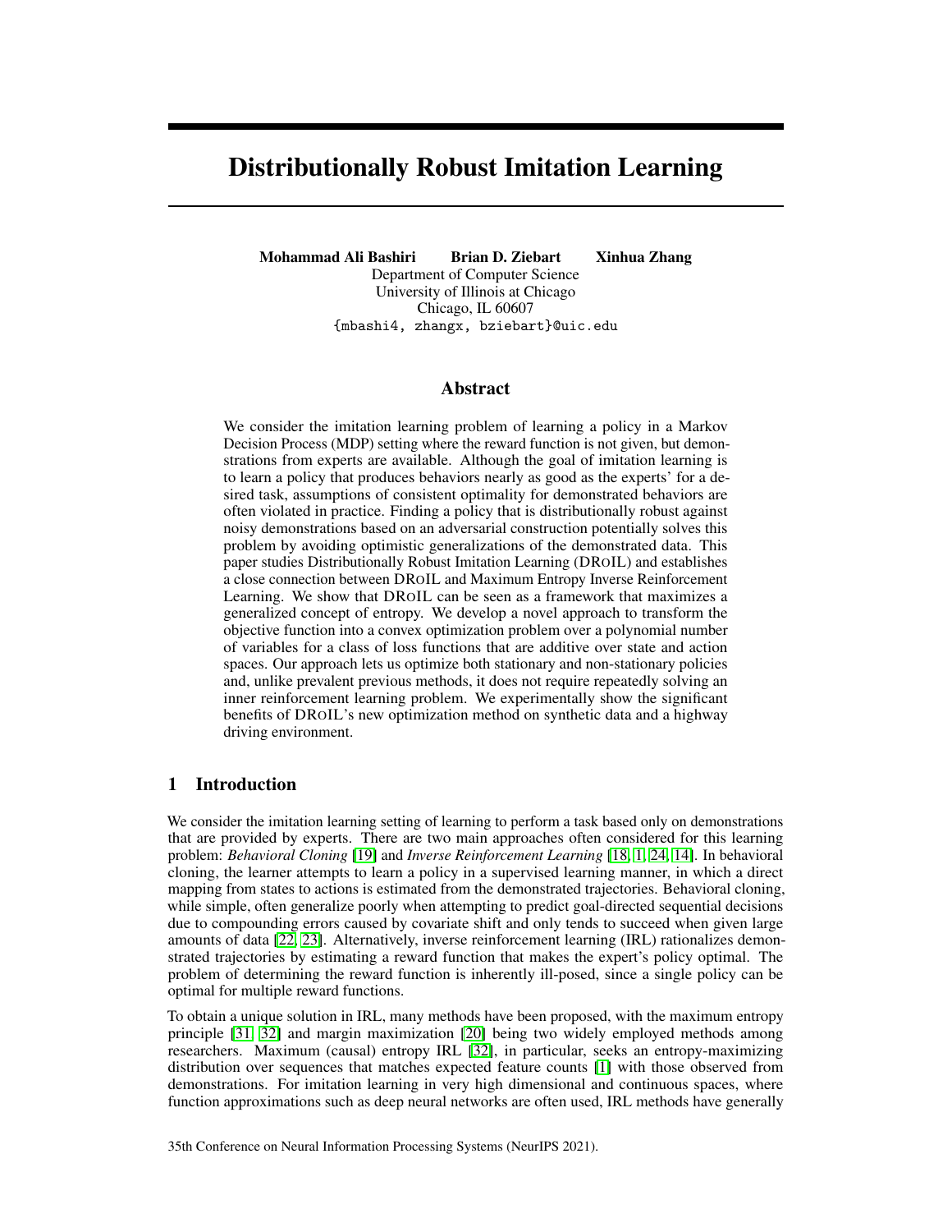# Distributionally Robust Imitation Learning

**Mohammad Ali Bashiri   Brian D. Ziebart   Xinhua Zhang**
Department of Computer Science
University of Illinois at Chicago
Chicago, IL 60607
{mbashi4, zhangx, bziebart}@uic.edu

## Abstract

We consider the imitation learning problem of learning a policy in a Markov Decision Process (MDP) setting where the reward function is not given, but demonstrations from experts are available. Although the goal of imitation learning is to learn a policy that produces behaviors nearly as good as the experts' for a desired task, assumptions of consistent optimality for demonstrated behaviors are often violated in practice. Finding a policy that is distributionally robust against noisy demonstrations based on an adversarial construction potentially solves this problem by avoiding optimistic generalizations of the demonstrated data. This paper studies Distributionally Robust Imitation Learning (DROIL) and establishes a close connection between DROIL and Maximum Entropy Inverse Reinforcement Learning. We show that DROIL can be seen as a framework that maximizes a generalized concept of entropy. We develop a novel approach to transform the objective function into a convex optimization problem over a polynomial number of variables for a class of loss functions that are additive over state and action spaces. Our approach lets us optimize both stationary and non-stationary policies and, unlike prevalent previous methods, it does not require repeatedly solving an inner reinforcement learning problem. We experimentally show the significant benefits of DROIL's new optimization method on synthetic data and a highway driving environment.

## 1 Introduction

We consider the imitation learning setting of learning to perform a task based only on demonstrations that are provided by experts. There are two main approaches often considered for this learning problem: *Behavioral Cloning* [19] and *Inverse Reinforcement Learning* [18, 1, 24, 14]. In behavioral cloning, the learner attempts to learn a policy in a supervised learning manner, in which a direct mapping from states to actions is estimated from the demonstrated trajectories. Behavioral cloning, while simple, often generalize poorly when attempting to predict goal-directed sequential decisions due to compounding errors caused by covariate shift and only tends to succeed when given large amounts of data [22, 23]. Alternatively, inverse reinforcement learning (IRL) rationalizes demonstrated trajectories by estimating a reward function that makes the expert's policy optimal. The problem of determining the reward function is inherently ill-posed, since a single policy can be optimal for multiple reward functions.

To obtain a unique solution in IRL, many methods have been proposed, with the maximum entropy principle [31, 32] and margin maximization [20] being two widely employed methods among researchers. Maximum (causal) entropy IRL [32], in particular, seeks an entropy-maximizing distribution over sequences that matches expected feature counts [1] with those observed from demonstrations. For imitation learning in very high dimensional and continuous spaces, where function approximations such as deep neural networks are often used, IRL methods have generally

35th Conference on Neural Information Processing Systems (NeurIPS 2021).